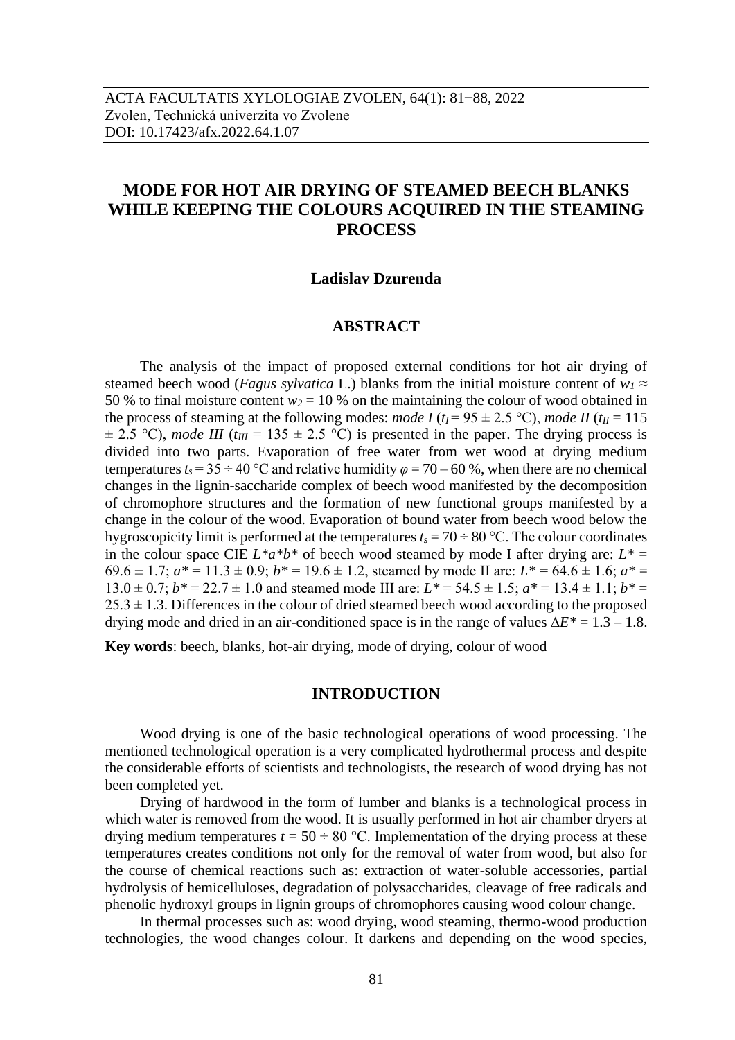# MODE FOR HOT AIR DRYING OF STEAMED BEECH BLANKS WHILE KEEPING THE COLOURS ACQUIRED IN THE STEAMING PROCESS

**Ladislav Dzurenda**

## ABSTRACT

The analysis of the impact of proposed external conditions for hot air drying of steamed beech wood (*Fagus sylvatica* L.) blanks from the initial moisture content of $w_1 \approx$ 50 % to final moisture content $w_2$ = 10 % on the maintaining the colour of wood obtained in the process of steaming at the following modes: *mode I* ($t_I$ = 95 ± 2.5 °C), *mode II* ($t_{II}$ = 115 ± 2.5 °C), *mode III* ($t_{III}$ = 135 ± 2.5 °C) is presented in the paper. The drying process is divided into two parts. Evaporation of free water from wet wood at drying medium temperatures $t_s = 35 \div 40$ °C and relative humidity $\varphi$ = 70 – 60 %, when there are no chemical changes in the lignin-saccharide complex of beech wood manifested by the decomposition of chromophore structures and the formation of new functional groups manifested by a change in the colour of the wood. Evaporation of bound water from beech wood below the hygroscopicity limit is performed at the temperatures $t_s = 70 \div 80$ °C. The colour coordinates in the colour space CIE $L^*a^*b^*$ of beech wood steamed by mode I after drying are: $L^*$ = 69.6 ± 1.7; $a^*$ = 11.3 ± 0.9; $b^*$ = 19.6 ± 1.2, steamed by mode II are: $L^*$ = 64.6 ± 1.6; $a^*$ = 13.0 ± 0.7; $b^*$ = 22.7 ± 1.0 and steamed mode III are: $L^*$ = 54.5 ± 1.5; $a^*$ = 13.4 ± 1.1; $b^*$ = 25.3 ± 1.3. Differences in the colour of dried steamed beech wood according to the proposed drying mode and dried in an air-conditioned space is in the range of values $\Delta E^*$ = 1.3 – 1.8.

**Key words**: beech, blanks, hot-air drying, mode of drying, colour of wood

## INTRODUCTION

Wood drying is one of the basic technological operations of wood processing. The mentioned technological operation is a very complicated hydrothermal process and despite the considerable efforts of scientists and technologists, the research of wood drying has not been completed yet.

Drying of hardwood in the form of lumber and blanks is a technological process in which water is removed from the wood. It is usually performed in hot air chamber dryers at drying medium temperatures $t = 50 \div 80$ °C. Implementation of the drying process at these temperatures creates conditions not only for the removal of water from wood, but also for the course of chemical reactions such as: extraction of water-soluble accessories, partial hydrolysis of hemicelluloses, degradation of polysaccharides, cleavage of free radicals and phenolic hydroxyl groups in lignin groups of chromophores causing wood colour change.

In thermal processes such as: wood drying, wood steaming, thermo-wood production technologies, the wood changes colour. It darkens and depending on the wood species,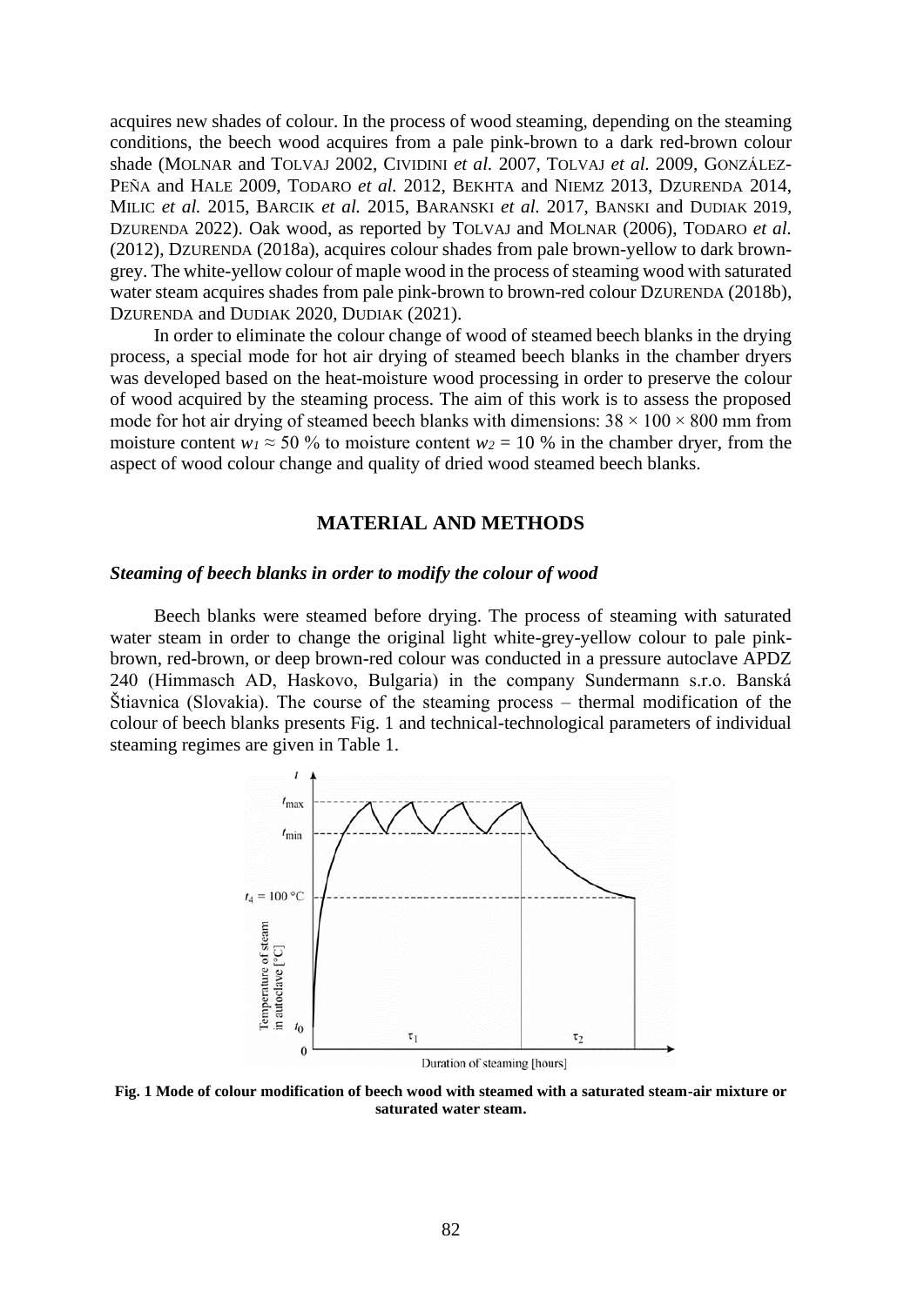acquires new shades of colour. In the process of wood steaming, depending on the steaming conditions, the beech wood acquires from a pale pink-brown to a dark red-brown colour shade (MOLNAR and TOLVAJ 2002, CIVIDINI *et al.* 2007, TOLVAJ *et al.* 2009, GONZÁLEZ-PEÑA and HALE 2009, TODARO *et al.* 2012, BEKHTA and NIEMZ 2013, DZURENDA 2014, MILIC *et al.* 2015, BARCIK *et al.* 2015, BARANSKI *et al.* 2017, BANSKI and DUDIAK 2019, DZURENDA 2022). Oak wood, as reported by TOLVAJ and MOLNAR (2006), TODARO *et al.* (2012), DZURENDA (2018a), acquires colour shades from pale brown-yellow to dark brown-grey. The white-yellow colour of maple wood in the process of steaming wood with saturated water steam acquires shades from pale pink-brown to brown-red colour DZURENDA (2018b), DZURENDA and DUDIAK 2020, DUDIAK (2021).

In order to eliminate the colour change of wood of steamed beech blanks in the drying process, a special mode for hot air drying of steamed beech blanks in the chamber dryers was developed based on the heat-moisture wood processing in order to preserve the colour of wood acquired by the steaming process. The aim of this work is to assess the proposed mode for hot air drying of steamed beech blanks with dimensions: 38 × 100 × 800 mm from moisture content $w_1 \approx 50$ % to moisture content $w_2 = 10$ % in the chamber dryer, from the aspect of wood colour change and quality of dried wood steamed beech blanks.

## MATERIAL AND METHODS

### *Steaming of beech blanks in order to modify the colour of wood*

Beech blanks were steamed before drying. The process of steaming with saturated water steam in order to change the original light white-grey-yellow colour to pale pink-brown, red-brown, or deep brown-red colour was conducted in a pressure autoclave APDZ 240 (Himmasch AD, Haskovo, Bulgaria) in the company Sundermann s.r.o. Banská Štiavnica (Slovakia). The course of the steaming process – thermal modification of the colour of beech blanks presents Fig. 1 and technical-technological parameters of individual steaming regimes are given in Table 1.

**Fig. 1 Mode of colour modification of beech wood with steamed with a saturated steam-air mixture or saturated water steam.**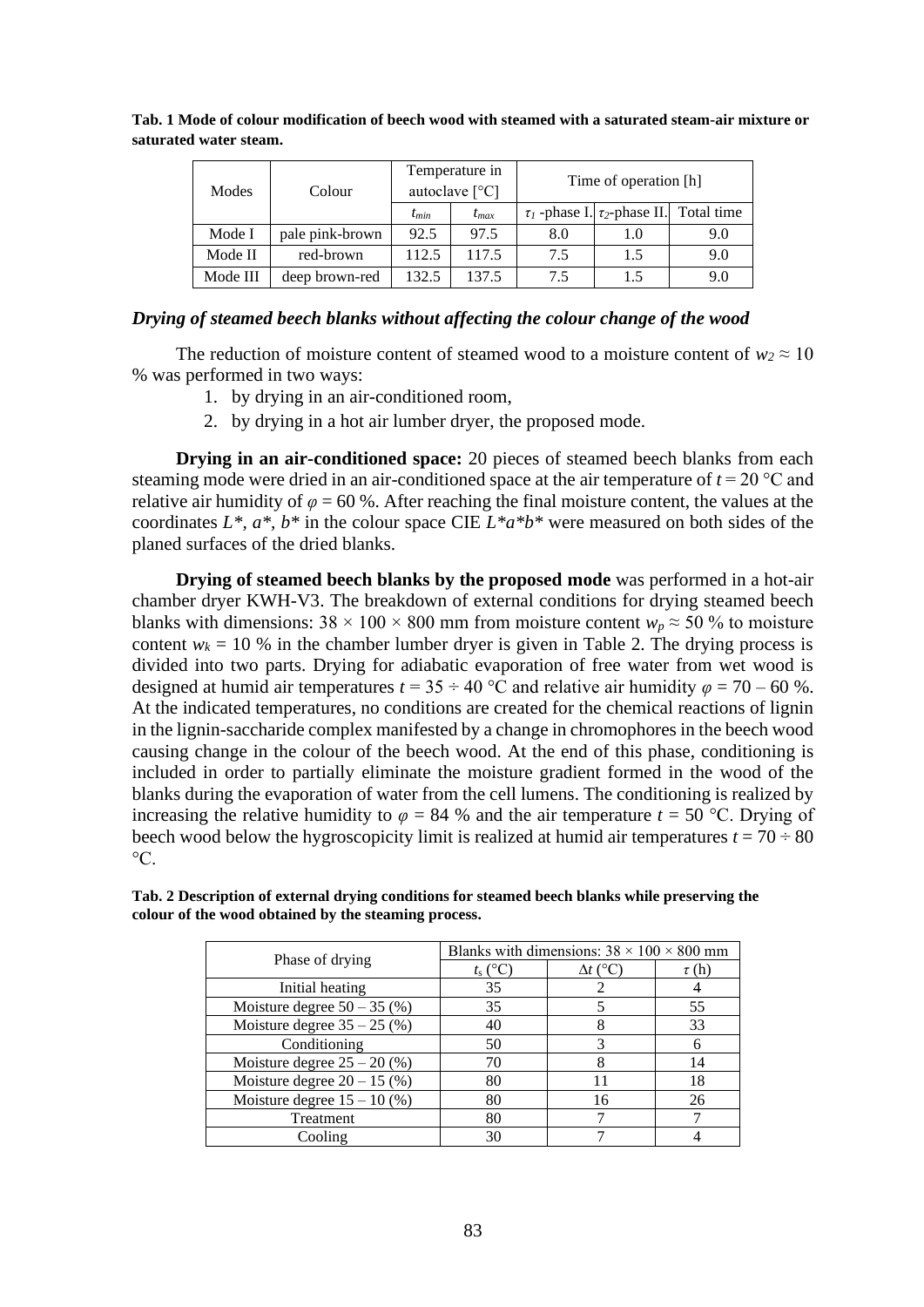**Tab. 1 Mode of colour modification of beech wood with steamed with a saturated steam-air mixture or saturated water steam.**

| Modes | Colour | Temperature in autoclave [°C] | | Time of operation [h] | | |
|---|---|---|---|---|---|---|
| | | $t_{min}$ | $t_{max}$ | $\tau_1$ -phase I. | $\tau_2$-phase II. | Total time |
| Mode I | pale pink-brown | 92.5 | 97.5 | 8.0 | 1.0 | 9.0 |
| Mode II | red-brown | 112.5 | 117.5 | 7.5 | 1.5 | 9.0 |
| Mode III | deep brown-red | 132.5 | 137.5 | 7.5 | 1.5 | 9.0 |

### *Drying of steamed beech blanks without affecting the colour change of the wood*

The reduction of moisture content of steamed wood to a moisture content of $w_2 \approx 10$ % was performed in two ways:

1. by drying in an air-conditioned room,
2. by drying in a hot air lumber dryer, the proposed mode.

**Drying in an air-conditioned space:** 20 pieces of steamed beech blanks from each steaming mode were dried in an air-conditioned space at the air temperature of $t = 20$ °C and relative air humidity of $\varphi = 60$ %. After reaching the final moisture content, the values at the coordinates $L^*$, $a^*$, $b^*$ in the colour space CIE $L^*a^*b^*$ were measured on both sides of the planed surfaces of the dried blanks.

**Drying of steamed beech blanks by the proposed mode** was performed in a hot-air chamber dryer KWH-V3. The breakdown of external conditions for drying steamed beech blanks with dimensions: 38 × 100 × 800 mm from moisture content $w_p \approx 50$ % to moisture content $w_k = 10$ % in the chamber lumber dryer is given in Table 2. The drying process is divided into two parts. Drying for adiabatic evaporation of free water from wet wood is designed at humid air temperatures $t = 35 \div 40$ °C and relative air humidity $\varphi = 70 – 60$ %. At the indicated temperatures, no conditions are created for the chemical reactions of lignin in the lignin-saccharide complex manifested by a change in chromophores in the beech wood causing change in the colour of the beech wood. At the end of this phase, conditioning is included in order to partially eliminate the moisture gradient formed in the wood of the blanks during the evaporation of water from the cell lumens. The conditioning is realized by increasing the relative humidity to $\varphi = 84$ % and the air temperature $t = 50$ °C. Drying of beech wood below the hygroscopicity limit is realized at humid air temperatures $t = 70 \div 80$ °C.

**Tab. 2 Description of external drying conditions for steamed beech blanks while preserving the colour of the wood obtained by the steaming process.**

| Phase of drying | Blanks with dimensions: 38 × 100 × 800 mm | | |
|---|---|---|---|
| | $t_s$ (°C) | $\Delta t$ (°C) | $\tau$ (h) |
| Initial heating | 35 | 2 | 4 |
| Moisture degree 50 – 35 (%) | 35 | 5 | 55 |
| Moisture degree 35 – 25 (%) | 40 | 8 | 33 |
| Conditioning | 50 | 3 | 6 |
| Moisture degree 25 – 20 (%) | 70 | 8 | 14 |
| Moisture degree 20 – 15 (%) | 80 | 11 | 18 |
| Moisture degree 15 – 10 (%) | 80 | 16 | 26 |
| Treatment | 80 | 7 | 7 |
| Cooling | 30 | 7 | 4 |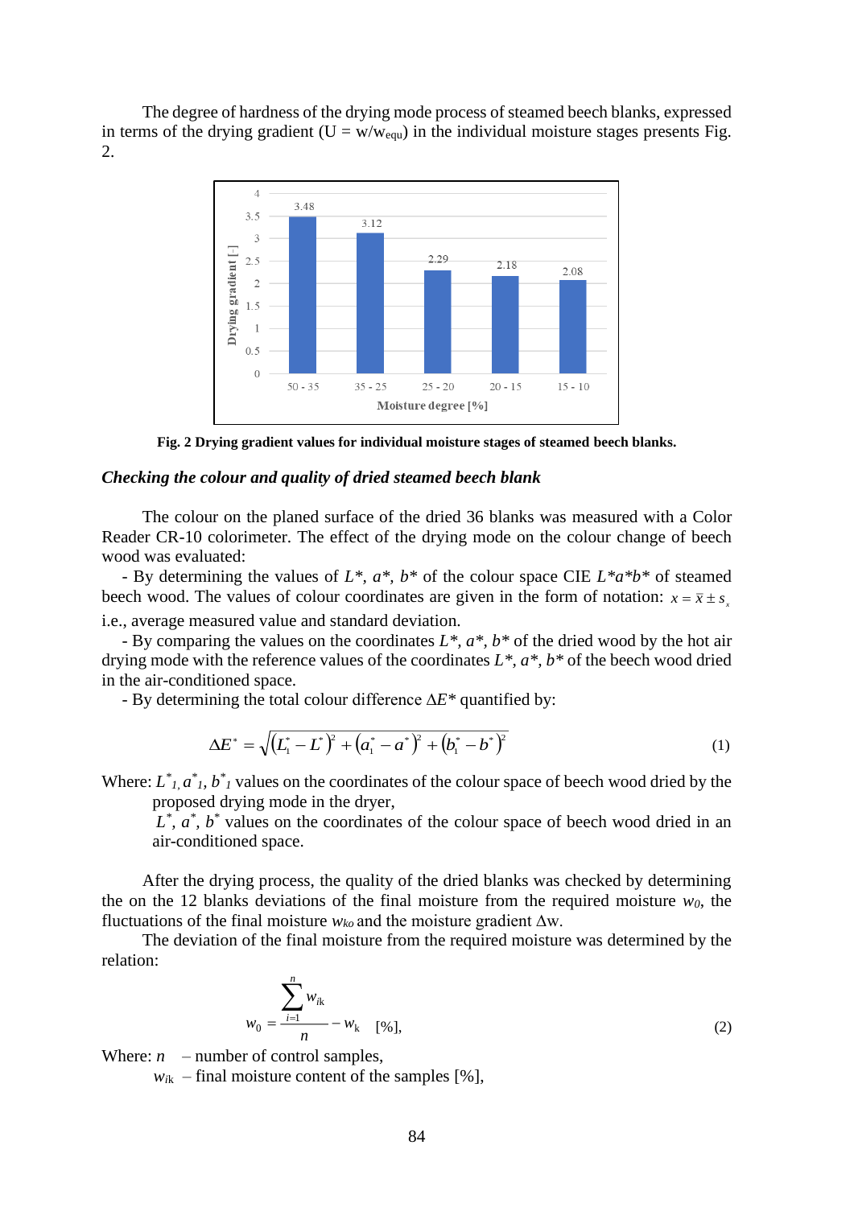The degree of hardness of the drying mode process of steamed beech blanks, expressed in terms of the drying gradient ($U = w/w_{equ}$) in the individual moisture stages presents Fig. 2.

**Fig. 2 Drying gradient values for individual moisture stages of steamed beech blanks.**

### *Checking the colour and quality of dried steamed beech blank*

The colour on the planed surface of the dried 36 blanks was measured with a Color Reader CR-10 colorimeter. The effect of the drying mode on the colour change of beech wood was evaluated:

- By determining the values of $L^*$, $a^*$, $b^*$ of the colour space CIE $L^*a^*b^*$ of steamed beech wood. The values of colour coordinates are given in the form of notation: $x = \bar{x} \pm s_x$ i.e., average measured value and standard deviation.
- By comparing the values on the coordinates $L^*$, $a^*$, $b^*$ of the dried wood by the hot air drying mode with the reference values of the coordinates $L^*$, $a^*$, $b^*$ of the beech wood dried in the air-conditioned space.
- By determining the total colour difference $\Delta E^*$ quantified by:

$$\Delta E^* = \sqrt{(L_1^* - L^*)^2 + (a_1^* - a^*)^2 + (b_1^* - b^*)^2} \tag{1}$$

Where: $L^*_1$, $a^*_1$, $b^*_1$ values on the coordinates of the colour space of beech wood dried by the proposed drying mode in the dryer,
$L^*$, $a^*$, $b^*$ values on the coordinates of the colour space of beech wood dried in an air-conditioned space.

After the drying process, the quality of the dried blanks was checked by determining the on the 12 blanks deviations of the final moisture from the required moisture $w_0$, the fluctuations of the final moisture $w_{ko}$ and the moisture gradient $\Delta w$.

The deviation of the final moisture from the required moisture was determined by the relation:

$$w_0 = \frac{\sum_{i=1}^{n} w_{ik}}{n} - w_k \quad [\%], \tag{2}$$

Where: $n$ – number of control samples,
$w_{ik}$ – final moisture content of the samples [%],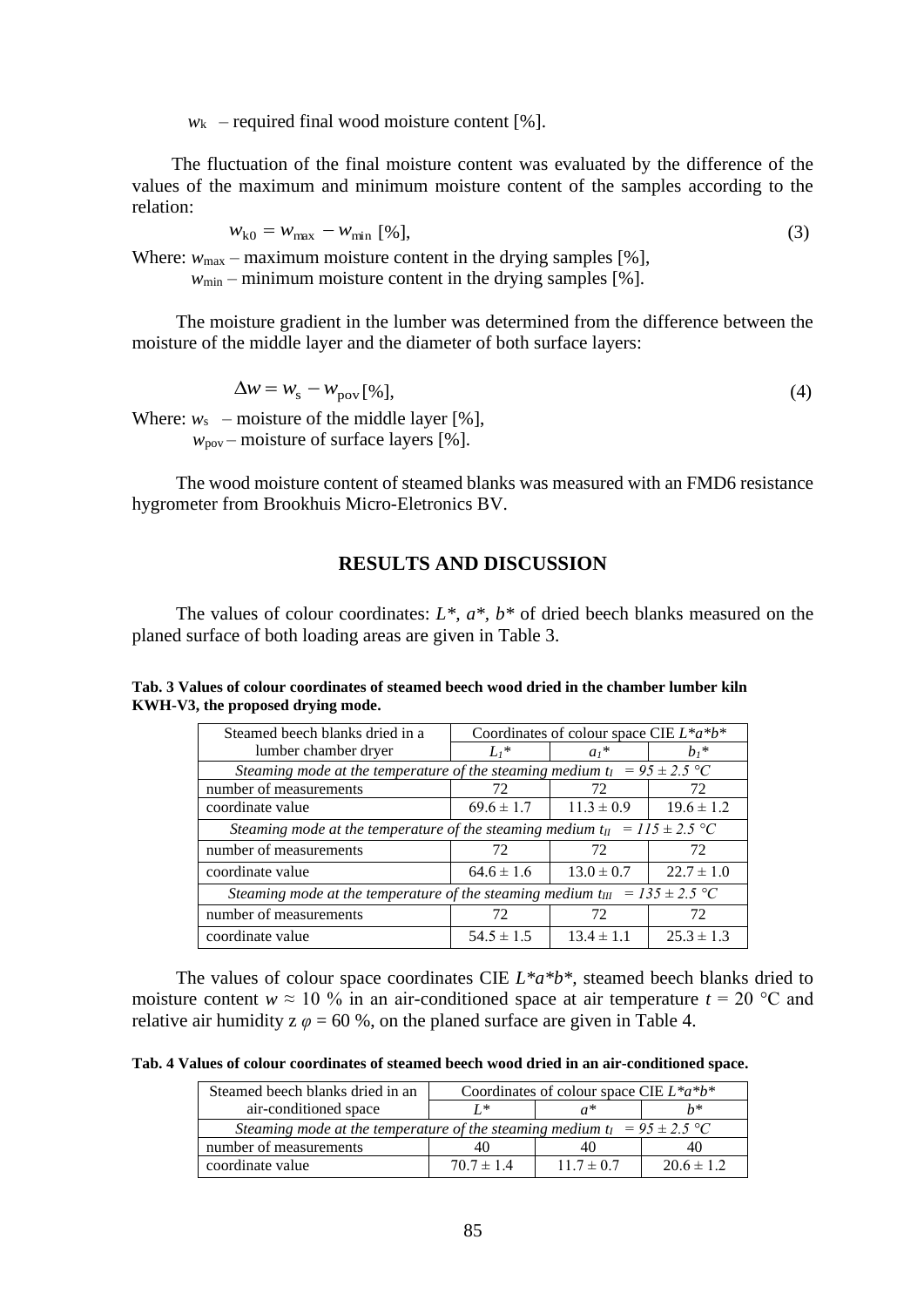$w_k$ – required final wood moisture content [%].

The fluctuation of the final moisture content was evaluated by the difference of the values of the maximum and minimum moisture content of the samples according to the relation:

$$w_{k0} = w_{max} - w_{min} \text{ [\%]}, \tag{3}$$

Where: $w_{max}$ – maximum moisture content in the drying samples [%],
$w_{min}$ – minimum moisture content in the drying samples [%].

The moisture gradient in the lumber was determined from the difference between the moisture of the middle layer and the diameter of both surface layers:

$$\Delta w = w_s - w_{pov} \text{ [\%]}, \tag{4}$$

Where: $w_s$ – moisture of the middle layer [%],
$w_{pov}$ – moisture of surface layers [%].

The wood moisture content of steamed blanks was measured with an FMD6 resistance hygrometer from Brookhuis Micro-Eletronics BV.

## RESULTS AND DISCUSSION

The values of colour coordinates: $L^*$, $a^*$, $b^*$ of dried beech blanks measured on the planed surface of both loading areas are given in Table 3.

**Tab. 3 Values of colour coordinates of steamed beech wood dried in the chamber lumber kiln KWH-V3, the proposed drying mode.**

| Steamed beech blanks dried in a lumber chamber dryer | Coordinates of colour space CIE $L^*a^*b^*$ | | |
|---|---|---|---|
| | $L_1^*$ | $a_1^*$ | $b_1^*$ |
| *Steaming mode at the temperature of the steaming medium $t_I = 95 \pm 2.5$ °C* | | | |
| number of measurements | 72 | 72 | 72 |
| coordinate value | 69.6 ± 1.7 | 11.3 ± 0.9 | 19.6 ± 1.2 |
| *Steaming mode at the temperature of the steaming medium $t_{II} = 115 \pm 2.5$ °C* | | | |
| number of measurements | 72 | 72 | 72 |
| coordinate value | 64.6 ± 1.6 | 13.0 ± 0.7 | 22.7 ± 1.0 |
| *Steaming mode at the temperature of the steaming medium $t_{III} = 135 \pm 2.5$ °C* | | | |
| number of measurements | 72 | 72 | 72 |
| coordinate value | 54.5 ± 1.5 | 13.4 ± 1.1 | 25.3 ± 1.3 |

The values of colour space coordinates CIE $L^*a^*b^*$, steamed beech blanks dried to moisture content $w \approx 10$ % in an air-conditioned space at air temperature $t = 20$ °C and relative air humidity z $\varphi = 60$ %, on the planed surface are given in Table 4.

**Tab. 4 Values of colour coordinates of steamed beech wood dried in an air-conditioned space.**

| Steamed beech blanks dried in an air-conditioned space | Coordinates of colour space CIE $L^*a^*b^*$ | | |
|---|---|---|---|
| | $L^*$ | $a^*$ | $b^*$ |
| *Steaming mode at the temperature of the steaming medium $t_I = 95 \pm 2.5$ °C* | | | |
| number of measurements | 40 | 40 | 40 |
| coordinate value | 70.7 ± 1.4 | 11.7 ± 0.7 | 20.6 ± 1.2 |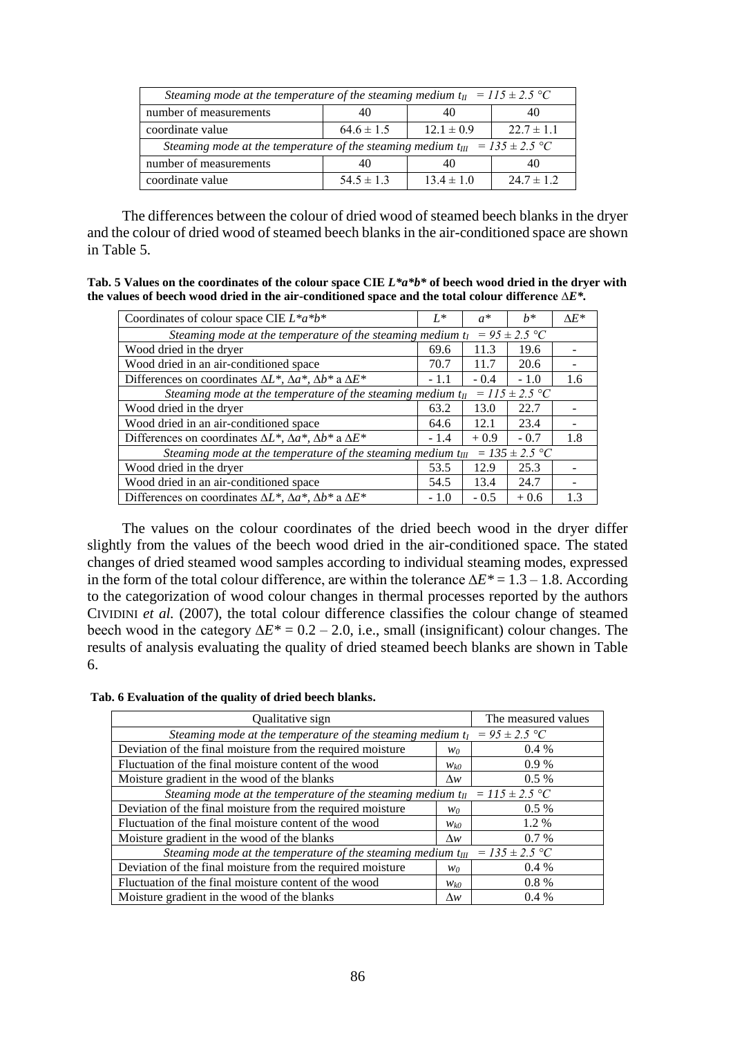| Steaming mode at the temperature of the steaming medium $t_{II}$ = 115 ± 2.5 °C | | | |
|---|---|---|---|
| number of measurements | 40 | 40 | 40 |
| coordinate value | 64.6 ± 1.5 | 12.1 ± 0.9 | 22.7 ± 1.1 |
| *Steaming mode at the temperature of the steaming medium $t_{III}$ = 135 ± 2.5 °C* | | | |
| number of measurements | 40 | 40 | 40 |
| coordinate value | 54.5 ± 1.3 | 13.4 ± 1.0 | 24.7 ± 1.2 |

The differences between the colour of dried wood of steamed beech blanks in the dryer and the colour of dried wood of steamed beech blanks in the air-conditioned space are shown in Table 5.

**Tab. 5 Values on the coordinates of the colour space CIE *L\*a\*b\** of beech wood dried in the dryer with the values of beech wood dried in the air-conditioned space and the total colour difference Δ*E\**.**

| Coordinates of colour space CIE $L^*a^*b^*$ | $L^*$ | $a^*$ | $b^*$ | $\Delta E^*$ |
|---|---|---|---|---|
| *Steaming mode at the temperature of the steaming medium $t_I$ = 95 ± 2.5 °C* | | | | |
| Wood dried in the dryer | 69.6 | 11.3 | 19.6 | - |
| Wood dried in an air-conditioned space | 70.7 | 11.7 | 20.6 | - |
| Differences on coordinates $\Delta L^*$, $\Delta a^*$, $\Delta b^*$ a $\Delta E^*$ | - 1.1 | - 0.4 | - 1.0 | 1.6 |
| *Steaming mode at the temperature of the steaming medium $t_{II}$ = 115 ± 2.5 °C* | | | | |
| Wood dried in the dryer | 63.2 | 13.0 | 22.7 | - |
| Wood dried in an air-conditioned space | 64.6 | 12.1 | 23.4 | - |
| Differences on coordinates $\Delta L^*$, $\Delta a^*$, $\Delta b^*$ a $\Delta E^*$ | - 1.4 | + 0.9 | - 0.7 | 1.8 |
| *Steaming mode at the temperature of the steaming medium $t_{III}$ = 135 ± 2.5 °C* | | | | |
| Wood dried in the dryer | 53.5 | 12.9 | 25.3 | - |
| Wood dried in an air-conditioned space | 54.5 | 13.4 | 24.7 | - |
| Differences on coordinates $\Delta L^*$, $\Delta a^*$, $\Delta b^*$ a $\Delta E^*$ | - 1.0 | - 0.5 | + 0.6 | 1.3 |

The values on the colour coordinates of the dried beech wood in the dryer differ slightly from the values of the beech wood dried in the air-conditioned space. The stated changes of dried steamed wood samples according to individual steaming modes, expressed in the form of the total colour difference, are within the tolerance $\Delta E^*$ = 1.3 – 1.8. According to the categorization of wood colour changes in thermal processes reported by the authors CIVIDINI *et al.* (2007), the total colour difference classifies the colour change of steamed beech wood in the category $\Delta E^*$ = 0.2 – 2.0, i.e., small (insignificant) colour changes. The results of analysis evaluating the quality of dried steamed beech blanks are shown in Table 6.

**Tab. 6 Evaluation of the quality of dried beech blanks.**

| Qualitative sign | | The measured values |
|---|---|---|
| *Steaming mode at the temperature of the steaming medium $t_I$ = 95 ± 2.5 °C* | | |
| Deviation of the final moisture from the required moisture | $w_0$ | 0.4 % |
| Fluctuation of the final moisture content of the wood | $w_{k0}$ | 0.9 % |
| Moisture gradient in the wood of the blanks | $\Delta w$ | 0.5 % |
| *Steaming mode at the temperature of the steaming medium $t_{II}$ = 115 ± 2.5 °C* | | |
| Deviation of the final moisture from the required moisture | $w_0$ | 0.5 % |
| Fluctuation of the final moisture content of the wood | $w_{k0}$ | 1.2 % |
| Moisture gradient in the wood of the blanks | $\Delta w$ | 0.7 % |
| *Steaming mode at the temperature of the steaming medium $t_{III}$ = 135 ± 2.5 °C* | | |
| Deviation of the final moisture from the required moisture | $w_0$ | 0.4 % |
| Fluctuation of the final moisture content of the wood | $w_{k0}$ | 0.8 % |
| Moisture gradient in the wood of the blanks | $\Delta w$ | 0.4 % |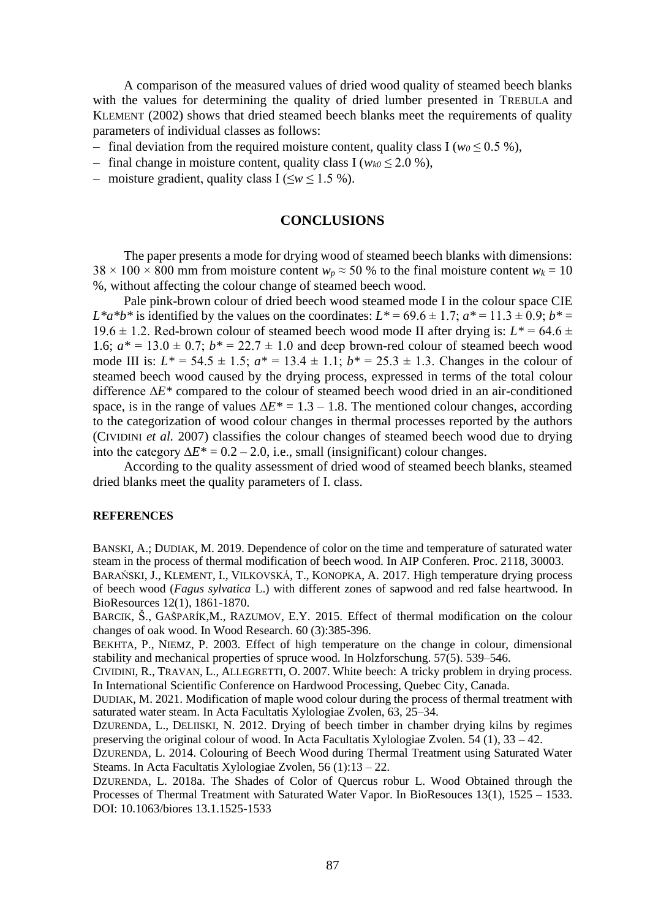A comparison of the measured values of dried wood quality of steamed beech blanks with the values for determining the quality of dried lumber presented in TREBULA and KLEMENT (2002) shows that dried steamed beech blanks meet the requirements of quality parameters of individual classes as follows:

- final deviation from the required moisture content, quality class I ($w_0 \leq 0.5$ %),
- final change in moisture content, quality class I ($w_{k0} \leq 2.0$ %),
- moisture gradient, quality class I ($\leq w \leq 1.5$ %).

## CONCLUSIONS

The paper presents a mode for drying wood of steamed beech blanks with dimensions: $38 \times 100 \times 800$ mm from moisture content $w_p \approx 50$ % to the final moisture content $w_k = 10$ %, without affecting the colour change of steamed beech wood.

Pale pink-brown colour of dried beech wood steamed mode I in the colour space CIE $L^*a^*b^*$ is identified by the values on the coordinates: $L^* = 69.6 \pm 1.7$; $a^* = 11.3 \pm 0.9$; $b^* = 19.6 \pm 1.2$. Red-brown colour of steamed beech wood mode II after drying is: $L^* = 64.6 \pm 1.6$; $a^* = 13.0 \pm 0.7$; $b^* = 22.7 \pm 1.0$ and deep brown-red colour of steamed beech wood mode III is: $L^* = 54.5 \pm 1.5$; $a^* = 13.4 \pm 1.1$; $b^* = 25.3 \pm 1.3$. Changes in the colour of steamed beech wood caused by the drying process, expressed in terms of the total colour difference $\Delta E^*$ compared to the colour of steamed beech wood dried in an air-conditioned space, is in the range of values $\Delta E^* = 1.3 – 1.8$. The mentioned colour changes, according to the categorization of wood colour changes in thermal processes reported by the authors (CIVIDINI *et al.* 2007) classifies the colour changes of steamed beech wood due to drying into the category $\Delta E^* = 0.2 – 2.0$, i.e., small (insignificant) colour changes.

According to the quality assessment of dried wood of steamed beech blanks, steamed dried blanks meet the quality parameters of I. class.

### REFERENCES

BANSKI, A.; DUDIAK, M. 2019. Dependence of color on the time and temperature of saturated water steam in the process of thermal modification of beech wood. In AIP Conferen. Proc. 2118, 30003.

BARAŃSKI, J., KLEMENT, I., VILKOVSKÁ, T., KONOPKA, A. 2017. High temperature drying process of beech wood (*Fagus sylvatica* L.) with different zones of sapwood and red false heartwood. In BioResources 12(1), 1861-1870.

BARCIK, Š., GAŠPARÍK,M., RAZUMOV, E.Y. 2015. Effect of thermal modification on the colour changes of oak wood. In Wood Research. 60 (3):385-396.

BEKHTA, P., NIEMZ, P. 2003. Effect of high temperature on the change in colour, dimensional stability and mechanical properties of spruce wood. In Holzforschung. 57(5). 539–546.

CIVIDINI, R., TRAVAN, L., ALLEGRETTI, O. 2007. White beech: A tricky problem in drying process. In International Scientific Conference on Hardwood Processing, Quebec City, Canada.

DUDIAK, M. 2021. Modification of maple wood colour during the process of thermal treatment with saturated water steam. In Acta Facultatis Xylologiae Zvolen, 63, 25–34.

DZURENDA, L., DELIISKI, N. 2012. Drying of beech timber in chamber drying kilns by regimes preserving the original colour of wood. In Acta Facultatis Xylologiae Zvolen. 54 (1), 33 – 42.

DZURENDA, L. 2014. Colouring of Beech Wood during Thermal Treatment using Saturated Water Steams. In Acta Facultatis Xylologiae Zvolen, 56 (1):13 – 22.

DZURENDA, L. 2018a. The Shades of Color of Quercus robur L. Wood Obtained through the Processes of Thermal Treatment with Saturated Water Vapor. In BioResouces 13(1), 1525 – 1533. DOI: 10.1063/biores 13.1.1525-1533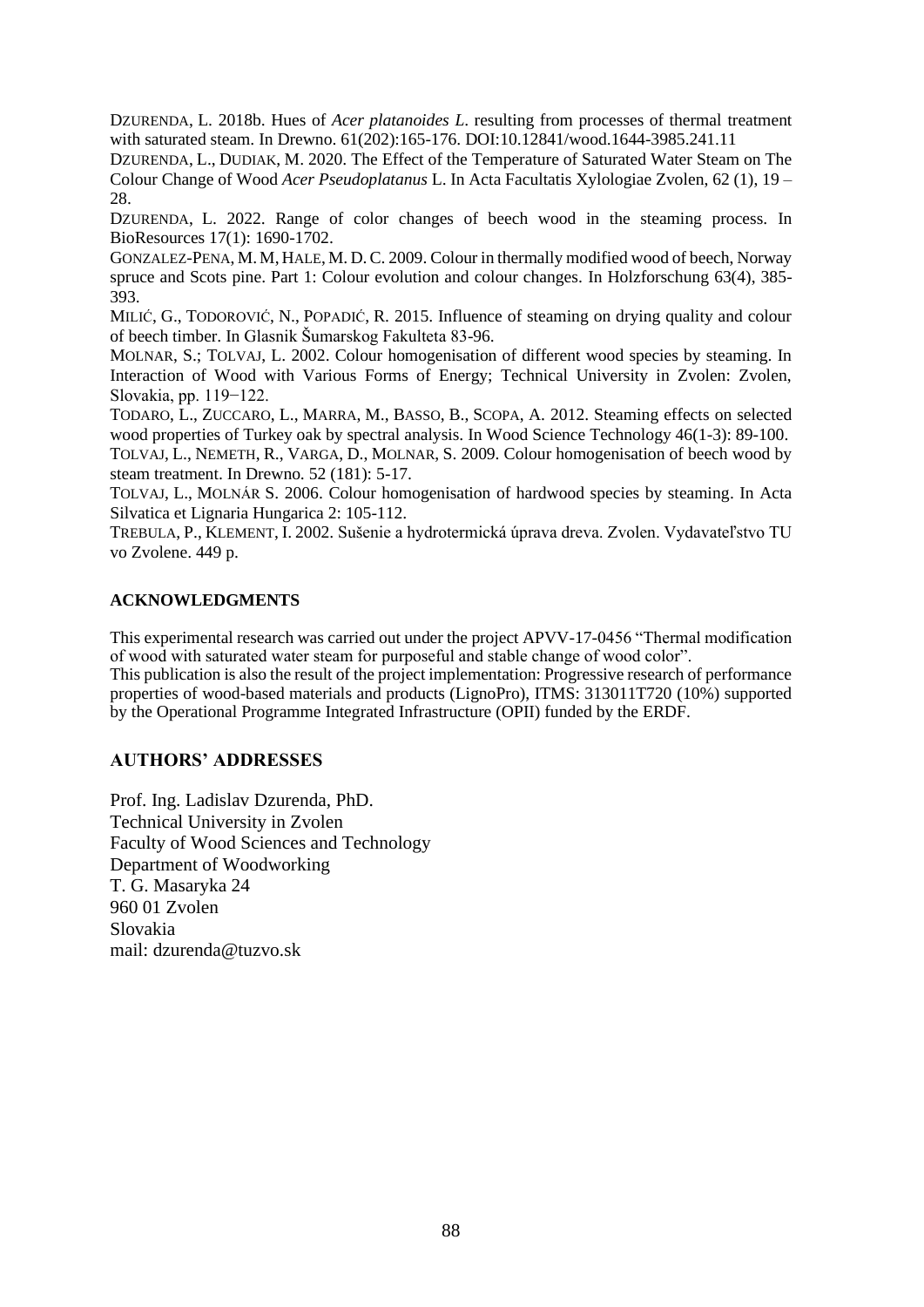DZURENDA, L. 2018b. Hues of *Acer platanoides L*. resulting from processes of thermal treatment with saturated steam. In Drewno. 61(202):165-176. DOI:10.12841/wood.1644-3985.241.11

DZURENDA, L., DUDIAK, M. 2020. The Effect of the Temperature of Saturated Water Steam on The Colour Change of Wood *Acer Pseudoplatanus* L. In Acta Facultatis Xylologiae Zvolen, 62 (1), 19 – 28.

DZURENDA, L. 2022. Range of color changes of beech wood in the steaming process. In BioResources 17(1): 1690-1702.

GONZALEZ-PENA, M. M, HALE, M. D. C. 2009. Colour in thermally modified wood of beech, Norway spruce and Scots pine. Part 1: Colour evolution and colour changes. In Holzforschung 63(4), 385-393.

MILIĆ, G., TODOROVIĆ, N., POPADIĆ, R. 2015. Influence of steaming on drying quality and colour of beech timber. In Glasnik Šumarskog Fakulteta 83-96.

MOLNAR, S.; TOLVAJ, L. 2002. Colour homogenisation of different wood species by steaming. In Interaction of Wood with Various Forms of Energy; Technical University in Zvolen: Zvolen, Slovakia, pp. 119−122.

TODARO, L., ZUCCARO, L., MARRA, M., BASSO, B., SCOPA, A. 2012. Steaming effects on selected wood properties of Turkey oak by spectral analysis. In Wood Science Technology 46(1-3): 89-100.

TOLVAJ, L., NEMETH, R., VARGA, D., MOLNAR, S. 2009. Colour homogenisation of beech wood by steam treatment. In Drewno. 52 (181): 5-17.

TOLVAJ, L., MOLNÁR S. 2006. Colour homogenisation of hardwood species by steaming. In Acta Silvatica et Lignaria Hungarica 2: 105-112.

TREBULA, P., KLEMENT, I. 2002. Sušenie a hydrotermická úprava dreva. Zvolen. Vydavateľstvo TU vo Zvolene. 449 p.

## ACKNOWLEDGMENTS

This experimental research was carried out under the project APVV-17-0456 "Thermal modification of wood with saturated water steam for purposeful and stable change of wood color".
This publication is also the result of the project implementation: Progressive research of performance properties of wood-based materials and products (LignoPro), ITMS: 313011T720 (10%) supported by the Operational Programme Integrated Infrastructure (OPII) funded by the ERDF.

## AUTHORS' ADDRESSES

Prof. Ing. Ladislav Dzurenda, PhD.
Technical University in Zvolen
Faculty of Wood Sciences and Technology
Department of Woodworking
T. G. Masaryka 24
960 01 Zvolen
Slovakia
mail: dzurenda@tuzvo.sk